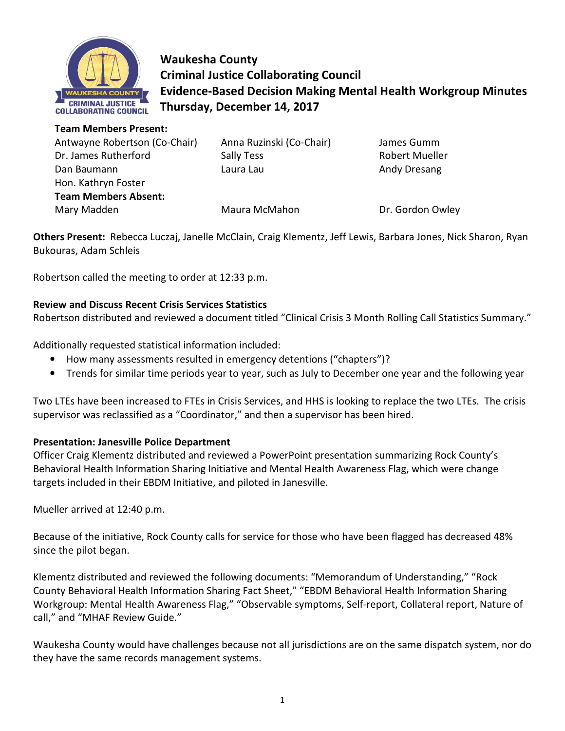# Waukesha County
## Criminal Justice Collaborating Council
## Evidence-Based Decision Making Mental Health Workgroup Minutes
## Thursday, December 14, 2017

**Team Members Present:**

| | | |
|---|---|---|
| Antwayne Robertson (Co-Chair) | Anna Ruzinski (Co-Chair) | James Gumm |
| Dr. James Rutherford | Sally Tess | Robert Mueller |
| Dan Baumann | Laura Lau | Andy Dresang |
| Hon. Kathryn Foster | | |

**Team Members Absent:**

| | | |
|---|---|---|
| Mary Madden | Maura McMahon | Dr. Gordon Owley |

**Others Present:** Rebecca Luczaj, Janelle McClain, Craig Klementz, Jeff Lewis, Barbara Jones, Nick Sharon, Ryan Bukouras, Adam Schleis

Robertson called the meeting to order at 12:33 p.m.

**Review and Discuss Recent Crisis Services Statistics**

Robertson distributed and reviewed a document titled "Clinical Crisis 3 Month Rolling Call Statistics Summary."

Additionally requested statistical information included:

- How many assessments resulted in emergency detentions ("chapters")?
- Trends for similar time periods year to year, such as July to December one year and the following year

Two LTEs have been increased to FTEs in Crisis Services, and HHS is looking to replace the two LTEs. The crisis supervisor was reclassified as a "Coordinator," and then a supervisor has been hired.

**Presentation: Janesville Police Department**

Officer Craig Klementz distributed and reviewed a PowerPoint presentation summarizing Rock County's Behavioral Health Information Sharing Initiative and Mental Health Awareness Flag, which were change targets included in their EBDM Initiative, and piloted in Janesville.

Mueller arrived at 12:40 p.m.

Because of the initiative, Rock County calls for service for those who have been flagged has decreased 48% since the pilot began.

Klementz distributed and reviewed the following documents: "Memorandum of Understanding," "Rock County Behavioral Health Information Sharing Fact Sheet," "EBDM Behavioral Health Information Sharing Workgroup: Mental Health Awareness Flag," "Observable symptoms, Self-report, Collateral report, Nature of call," and "MHAF Review Guide."

Waukesha County would have challenges because not all jurisdictions are on the same dispatch system, nor do they have the same records management systems.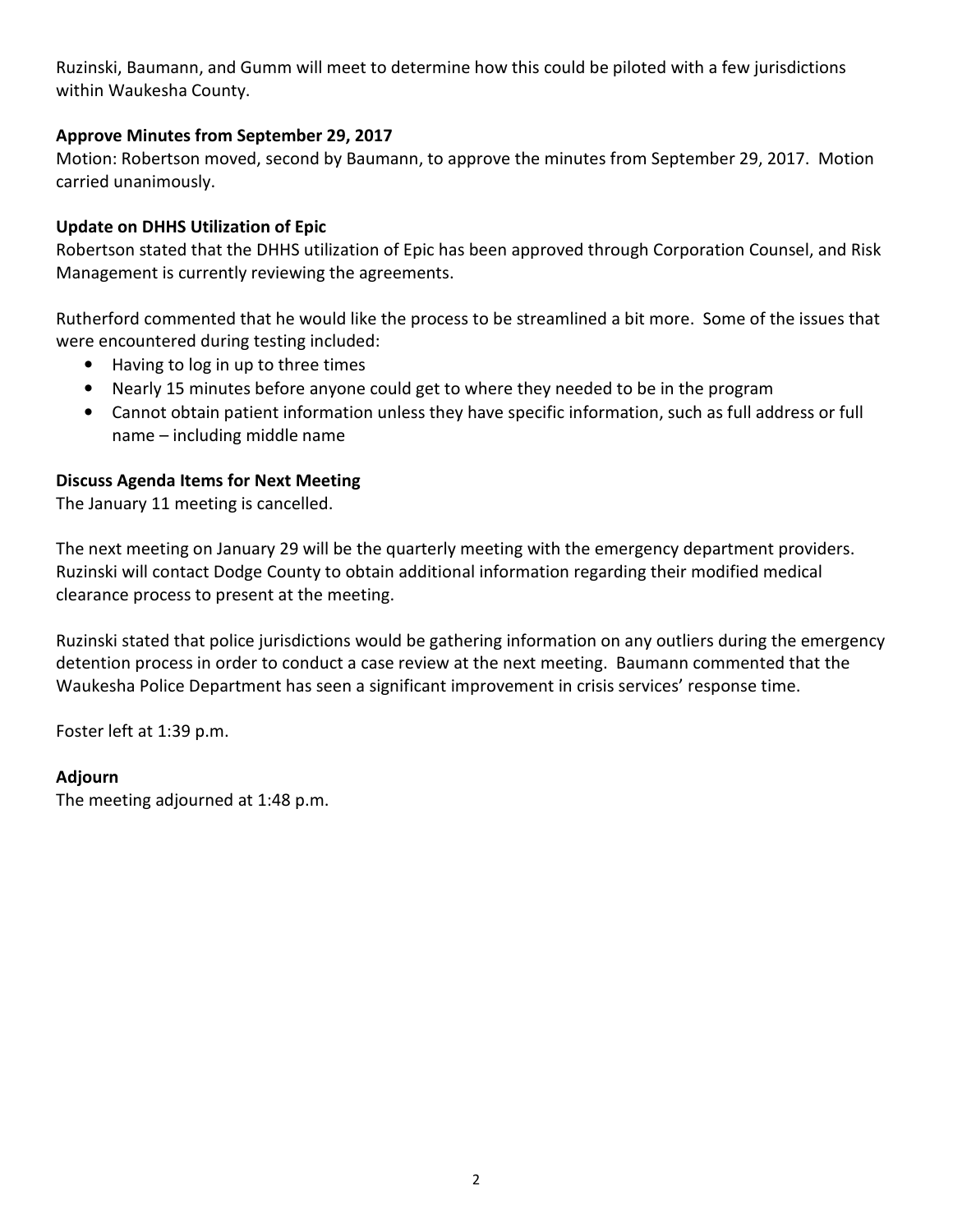Ruzinski, Baumann, and Gumm will meet to determine how this could be piloted with a few jurisdictions within Waukesha County.

**Approve Minutes from September 29, 2017**

Motion: Robertson moved, second by Baumann, to approve the minutes from September 29, 2017. Motion carried unanimously.

**Update on DHHS Utilization of Epic**

Robertson stated that the DHHS utilization of Epic has been approved through Corporation Counsel, and Risk Management is currently reviewing the agreements.

Rutherford commented that he would like the process to be streamlined a bit more. Some of the issues that were encountered during testing included:

- Having to log in up to three times
- Nearly 15 minutes before anyone could get to where they needed to be in the program
- Cannot obtain patient information unless they have specific information, such as full address or full name – including middle name

**Discuss Agenda Items for Next Meeting**

The January 11 meeting is cancelled.

The next meeting on January 29 will be the quarterly meeting with the emergency department providers. Ruzinski will contact Dodge County to obtain additional information regarding their modified medical clearance process to present at the meeting.

Ruzinski stated that police jurisdictions would be gathering information on any outliers during the emergency detention process in order to conduct a case review at the next meeting. Baumann commented that the Waukesha Police Department has seen a significant improvement in crisis services' response time.

Foster left at 1:39 p.m.

**Adjourn**

The meeting adjourned at 1:48 p.m.